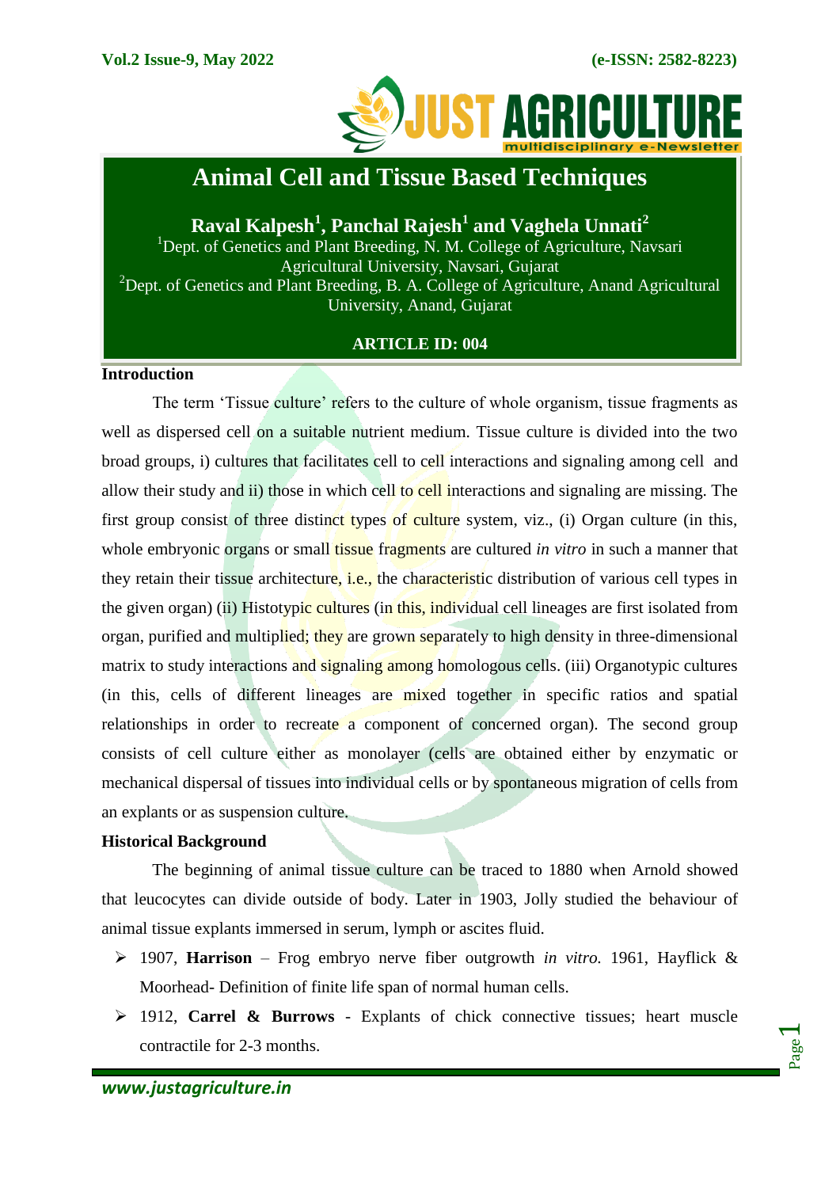# Animal Cell and Tissue Based Techniques

**Raval Kalpesh[1], Panchal Rajesh[1] and Vaghela Unnati[2]**

[1]Dept. of Genetics and Plant Breeding, N. M. College of Agriculture, Navsari Agricultural University, Navsari, Gujarat

[2]Dept. of Genetics and Plant Breeding, B. A. College of Agriculture, Anand Agricultural University, Anand, Gujarat

**ARTICLE ID: 004**

## Introduction

The term 'Tissue culture' refers to the culture of whole organism, tissue fragments as well as dispersed cell on a suitable nutrient medium. Tissue culture is divided into the two broad groups, i) cultures that facilitates cell to cell interactions and signaling among cell and allow their study and ii) those in which cell to cell interactions and signaling are missing. The first group consist of three distinct types of culture system, viz., (i) Organ culture (in this, whole embryonic organs or small tissue fragments are cultured *in vitro* in such a manner that they retain their tissue architecture, i.e., the characteristic distribution of various cell types in the given organ) (ii) Histotypic cultures (in this, individual cell lineages are first isolated from organ, purified and multiplied; they are grown separately to high density in three-dimensional matrix to study interactions and signaling among homologous cells. (iii) Organotypic cultures (in this, cells of different lineages are mixed together in specific ratios and spatial relationships in order to recreate a component of concerned organ). The second group consists of cell culture either as monolayer (cells are obtained either by enzymatic or mechanical dispersal of tissues into individual cells or by spontaneous migration of cells from an explants or as suspension culture.

## Historical Background

The beginning of animal tissue culture can be traced to 1880 when Arnold showed that leucocytes can divide outside of body. Later in 1903, Jolly studied the behaviour of animal tissue explants immersed in serum, lymph or ascites fluid.

- 1907, **Harrison** – Frog embryo nerve fiber outgrowth *in vitro.* 1961, Hayflick & Moorhead- Definition of finite life span of normal human cells.
- 1912, **Carrel & Burrows** - Explants of chick connective tissues; heart muscle contractile for 2-3 months.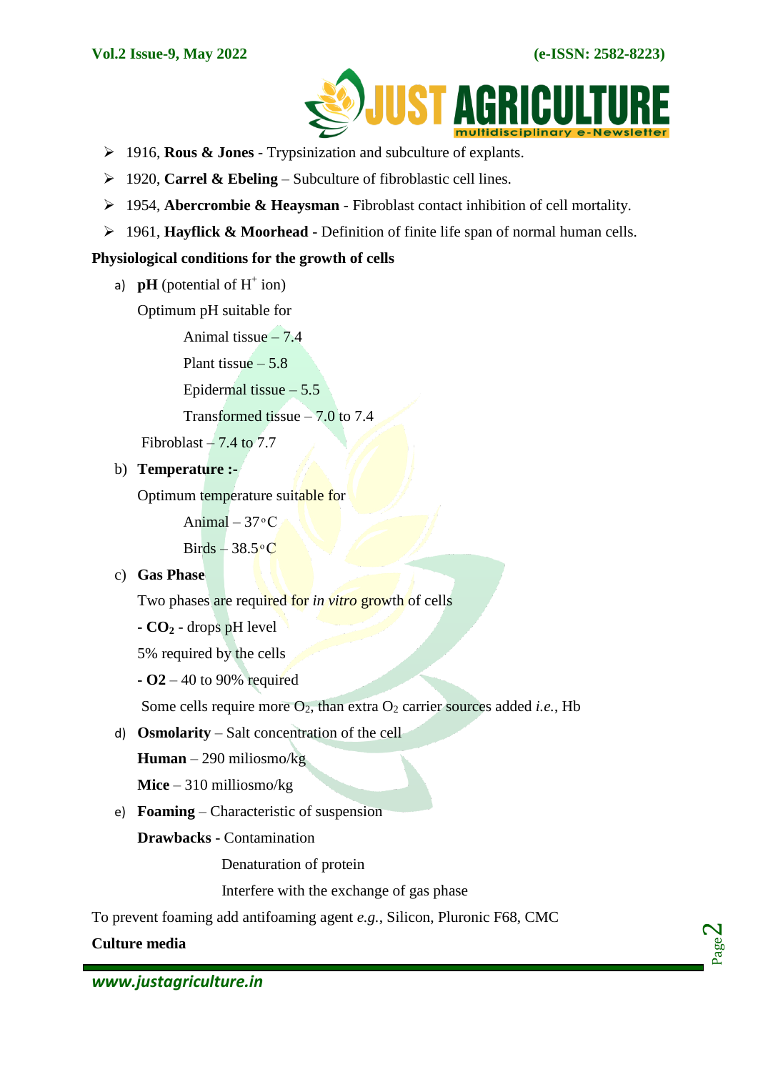- 1916, **Rous & Jones** - Trypsinization and subculture of explants.
- 1920, **Carrel & Ebeling** – Subculture of fibroblastic cell lines.
- 1954, **Abercrombie & Heaysman** - Fibroblast contact inhibition of cell mortality.
- 1961, **Hayflick & Moorhead** - Definition of finite life span of normal human cells.

**Physiological conditions for the growth of cells**

a) **pH** (potential of $H^+$ ion)

Optimum pH suitable for

Animal tissue – 7.4

Plant tissue – 5.8

Epidermal tissue – 5.5

Transformed tissue – 7.0 to 7.4

Fibroblast – 7.4 to 7.7

b) **Temperature :-**

Optimum temperature suitable for

Animal – 37°C

Birds – 38.5°C

c) **Gas Phase**

Two phases are required for *in vitro* growth of cells

- **$CO_2$** - drops pH level

5% required by the cells

- **O2** – 40 to 90% required

Some cells require more $O_2$, than extra $O_2$ carrier sources added *i.e.*, Hb

d) **Osmolarity** – Salt concentration of the cell

**Human** – 290 miliosmo/kg

**Mice** – 310 milliosmo/kg

e) **Foaming** – Characteristic of suspension

**Drawbacks** - Contamination

Denaturation of protein

Interfere with the exchange of gas phase

To prevent foaming add antifoaming agent *e.g.*, Silicon, Pluronic F68, CMC

**Culture media**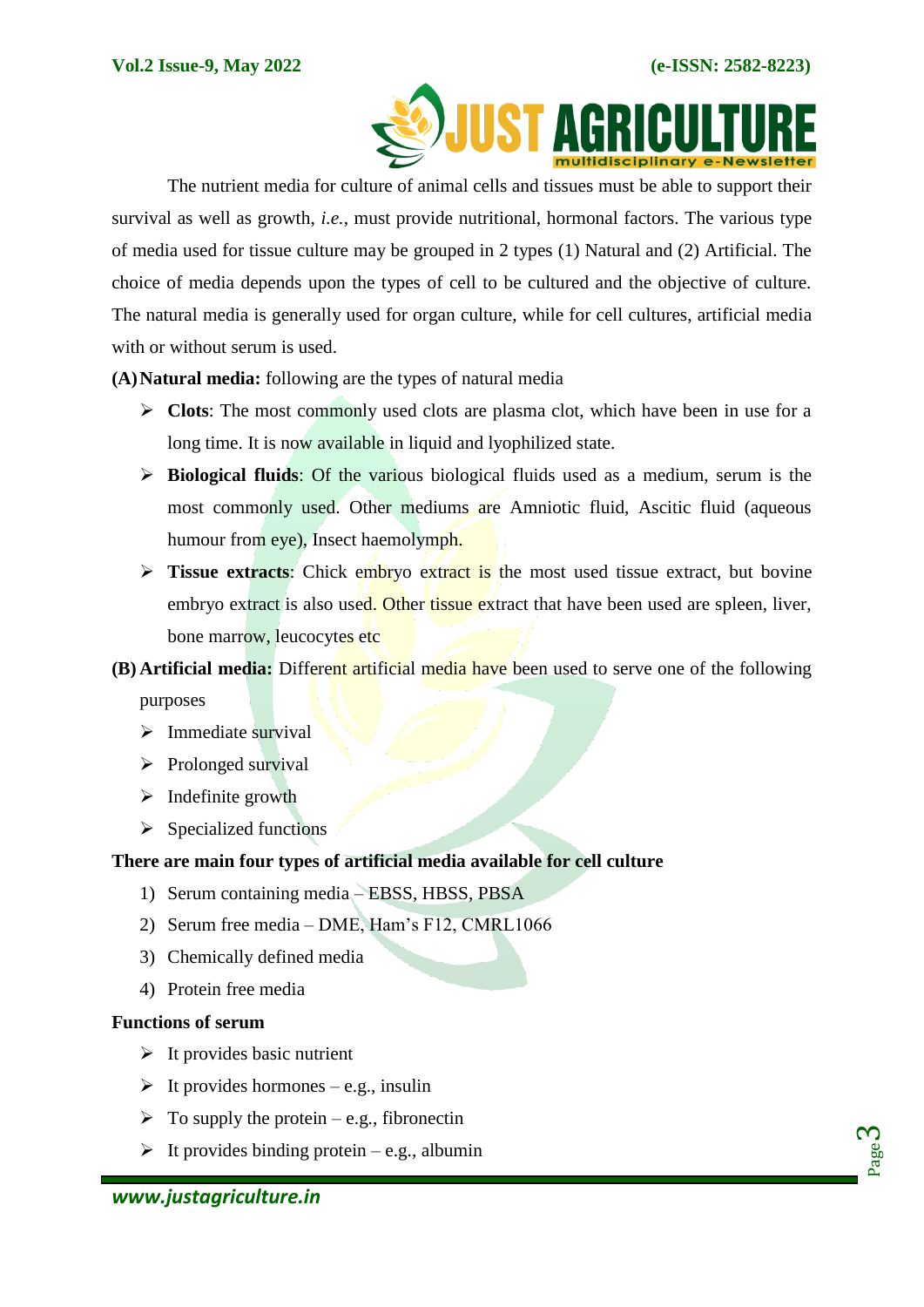The nutrient media for culture of animal cells and tissues must be able to support their survival as well as growth, *i.e.*, must provide nutritional, hormonal factors. The various type of media used for tissue culture may be grouped in 2 types (1) Natural and (2) Artificial. The choice of media depends upon the types of cell to be cultured and the objective of culture. The natural media is generally used for organ culture, while for cell cultures, artificial media with or without serum is used.

**(A) Natural media:** following are the types of natural media

- **Clots**: The most commonly used clots are plasma clot, which have been in use for a long time. It is now available in liquid and lyophilized state.
- **Biological fluids**: Of the various biological fluids used as a medium, serum is the most commonly used. Other mediums are Amniotic fluid, Ascitic fluid (aqueous humour from eye), Insect haemolymph.
- **Tissue extracts**: Chick embryo extract is the most used tissue extract, but bovine embryo extract is also used. Other tissue extract that have been used are spleen, liver, bone marrow, leucocytes etc

**(B) Artificial media:** Different artificial media have been used to serve one of the following purposes

- Immediate survival
- Prolonged survival
- Indefinite growth
- Specialized functions

**There are main four types of artificial media available for cell culture**

1) Serum containing media – EBSS, HBSS, PBSA
2) Serum free media – DME, Ham's F12, CMRL1066
3) Chemically defined media
4) Protein free media

**Functions of serum**

- It provides basic nutrient
- It provides hormones – e.g., insulin
- To supply the protein – e.g., fibronectin
- It provides binding protein – e.g., albumin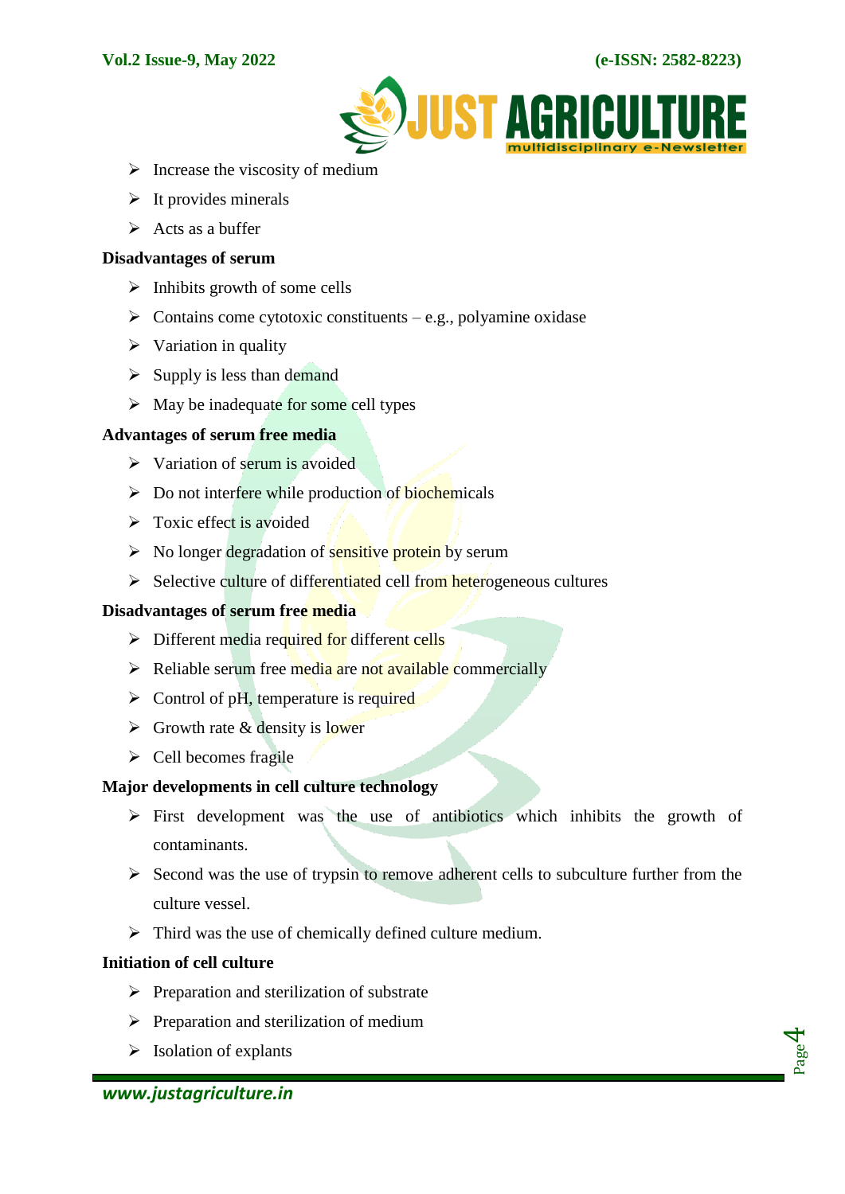- Increase the viscosity of medium
- It provides minerals
- Acts as a buffer

**Disadvantages of serum**

- Inhibits growth of some cells
- Contains come cytotoxic constituents – e.g., polyamine oxidase
- Variation in quality
- Supply is less than demand
- May be inadequate for some cell types

**Advantages of serum free media**

- Variation of serum is avoided
- Do not interfere while production of biochemicals
- Toxic effect is avoided
- No longer degradation of sensitive protein by serum
- Selective culture of differentiated cell from heterogeneous cultures

**Disadvantages of serum free media**

- Different media required for different cells
- Reliable serum free media are not available commercially
- Control of pH, temperature is required
- Growth rate & density is lower
- Cell becomes fragile

**Major developments in cell culture technology**

- First development was the use of antibiotics which inhibits the growth of contaminants.
- Second was the use of trypsin to remove adherent cells to subculture further from the culture vessel.
- Third was the use of chemically defined culture medium.

**Initiation of cell culture**

- Preparation and sterilization of substrate
- Preparation and sterilization of medium
- Isolation of explants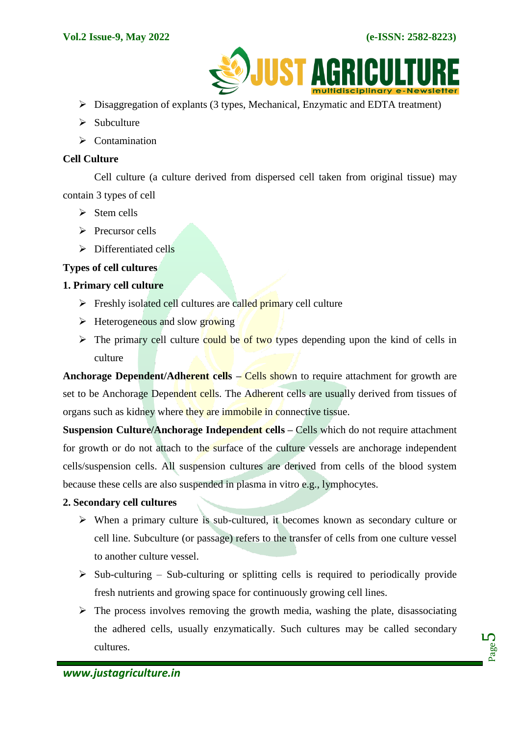- Disaggregation of explants (3 types, Mechanical, Enzymatic and EDTA treatment)
- Subculture
- Contamination

**Cell Culture**

Cell culture (a culture derived from dispersed cell taken from original tissue) may contain 3 types of cell

- Stem cells
- Precursor cells
- Differentiated cells

**Types of cell cultures**

**1. Primary cell culture**

- Freshly isolated cell cultures are called primary cell culture
- Heterogeneous and slow growing
- The primary cell culture could be of two types depending upon the kind of cells in culture

**Anchorage Dependent/Adherent cells –** Cells shown to require attachment for growth are set to be Anchorage Dependent cells. The Adherent cells are usually derived from tissues of organs such as kidney where they are immobile in connective tissue.

**Suspension Culture/Anchorage Independent cells –** Cells which do not require attachment for growth or do not attach to the surface of the culture vessels are anchorage independent cells/suspension cells. All suspension cultures are derived from cells of the blood system because these cells are also suspended in plasma in vitro e.g., lymphocytes.

**2. Secondary cell cultures**

- When a primary culture is sub-cultured, it becomes known as secondary culture or cell line. Subculture (or passage) refers to the transfer of cells from one culture vessel to another culture vessel.
- Sub-culturing – Sub-culturing or splitting cells is required to periodically provide fresh nutrients and growing space for continuously growing cell lines.
- The process involves removing the growth media, washing the plate, disassociating the adhered cells, usually enzymatically. Such cultures may be called secondary cultures.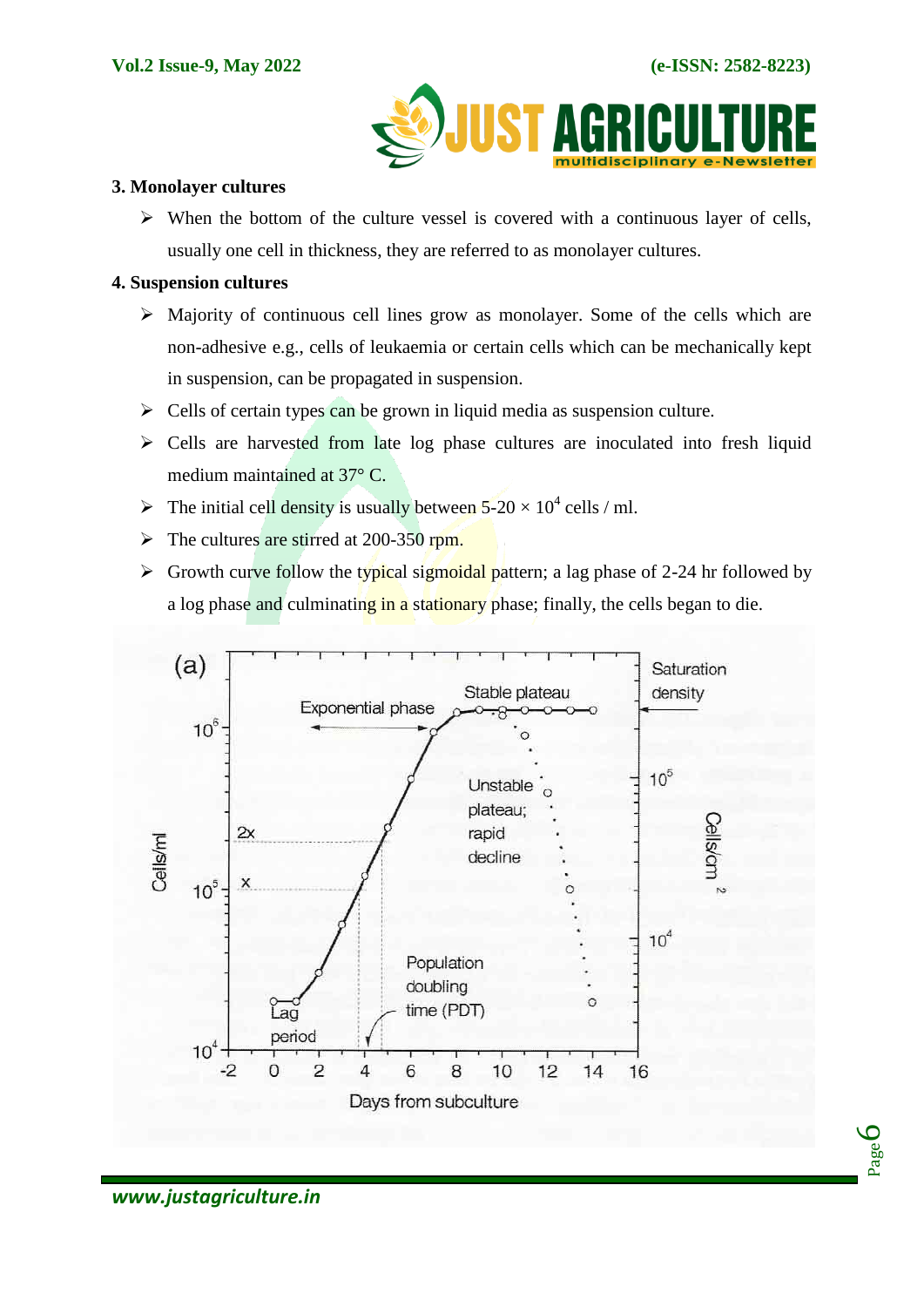**3. Monolayer cultures**

- When the bottom of the culture vessel is covered with a continuous layer of cells, usually one cell in thickness, they are referred to as monolayer cultures.

**4. Suspension cultures**

- Majority of continuous cell lines grow as monolayer. Some of the cells which are non-adhesive e.g., cells of leukaemia or certain cells which can be mechanically kept in suspension, can be propagated in suspension.
- Cells of certain types can be grown in liquid media as suspension culture.
- Cells are harvested from late log phase cultures are inoculated into fresh liquid medium maintained at 37° C.
- The initial cell density is usually between 5-20 × $10^4$ cells / ml.
- The cultures are stirred at 200-350 rpm.
- Growth curve follow the typical sigmoidal pattern; a lag phase of 2-24 hr followed by a log phase and culminating in a stationary phase; finally, the cells began to die.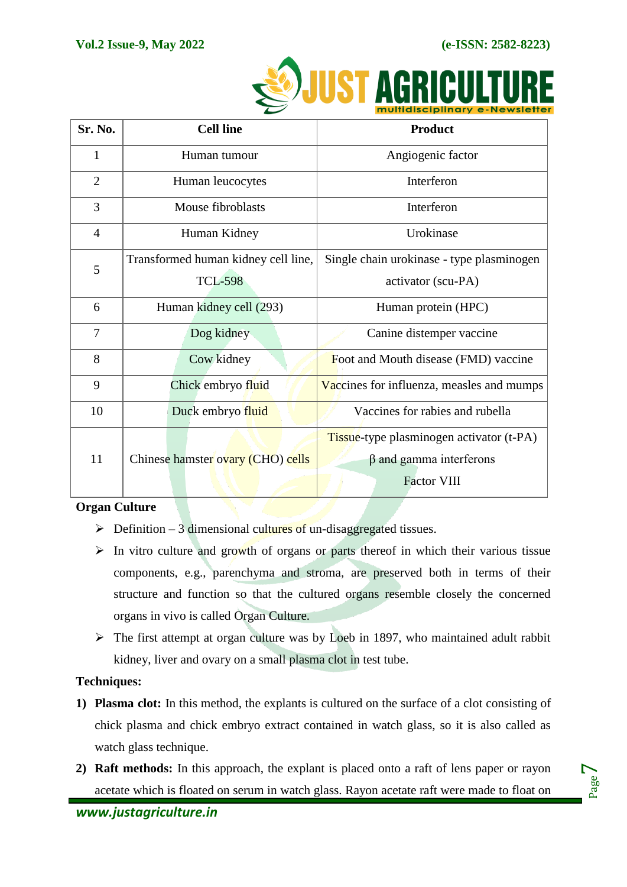| Sr. No. | Cell line | Product |
|---|---|---|
| 1 | Human tumour | Angiogenic factor |
| 2 | Human leucocytes | Interferon |
| 3 | Mouse fibroblasts | Interferon |
| 4 | Human Kidney | Urokinase |
| 5 | Transformed human kidney cell line, TCL-598 | Single chain urokinase - type plasminogen activator (scu-PA) |
| 6 | Human kidney cell (293) | Human protein (HPC) |
| 7 | Dog kidney | Canine distemper vaccine |
| 8 | Cow kidney | Foot and Mouth disease (FMD) vaccine |
| 9 | Chick embryo fluid | Vaccines for influenza, measles and mumps |
| 10 | Duck embryo fluid | Vaccines for rabies and rubella |
| 11 | Chinese hamster ovary (CHO) cells | Tissue-type plasminogen activator (t-PA)<br>β and gamma interferons<br>Factor VIII |

**Organ Culture**

- Definition – 3 dimensional cultures of un-disaggregated tissues.
- In vitro culture and growth of organs or parts thereof in which their various tissue components, e.g., parenchyma and stroma, are preserved both in terms of their structure and function so that the cultured organs resemble closely the concerned organs in vivo is called Organ Culture.
- The first attempt at organ culture was by Loeb in 1897, who maintained adult rabbit kidney, liver and ovary on a small plasma clot in test tube.

**Techniques:**

1) **Plasma clot:** In this method, the explants is cultured on the surface of a clot consisting of chick plasma and chick embryo extract contained in watch glass, so it is also called as watch glass technique.
2) **Raft methods:** In this approach, the explant is placed onto a raft of lens paper or rayon acetate which is floated on serum in watch glass. Rayon acetate raft were made to float on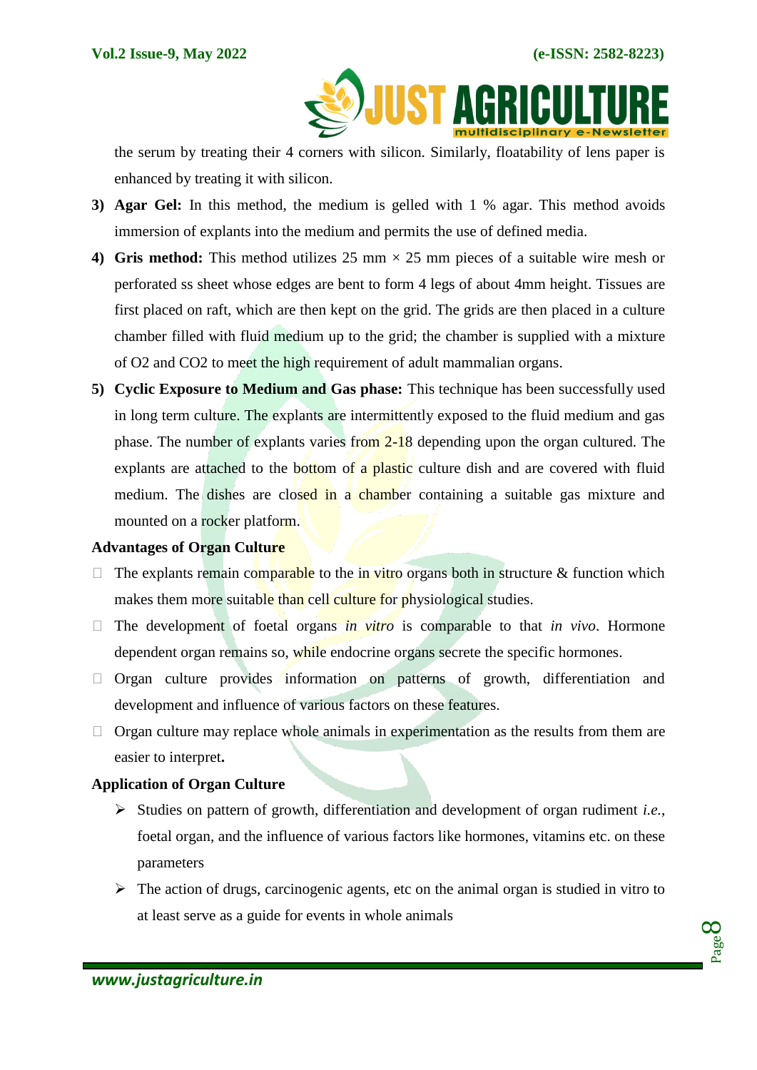the serum by treating their 4 corners with silicon. Similarly, floatability of lens paper is enhanced by treating it with silicon.

3) **Agar Gel:** In this method, the medium is gelled with 1 % agar. This method avoids immersion of explants into the medium and permits the use of defined media.

4) **Gris method:** This method utilizes 25 mm × 25 mm pieces of a suitable wire mesh or perforated ss sheet whose edges are bent to form 4 legs of about 4mm height. Tissues are first placed on raft, which are then kept on the grid. The grids are then placed in a culture chamber filled with fluid medium up to the grid; the chamber is supplied with a mixture of O2 and CO2 to meet the high requirement of adult mammalian organs.

5) **Cyclic Exposure to Medium and Gas phase:** This technique has been successfully used in long term culture. The explants are intermittently exposed to the fluid medium and gas phase. The number of explants varies from 2-18 depending upon the organ cultured. The explants are attached to the bottom of a plastic culture dish and are covered with fluid medium. The dishes are closed in a chamber containing a suitable gas mixture and mounted on a rocker platform.

**Advantages of Organ Culture**

- The explants remain comparable to the in vitro organs both in structure & function which makes them more suitable than cell culture for physiological studies.
- The development of foetal organs *in vitro* is comparable to that *in vivo*. Hormone dependent organ remains so, while endocrine organs secrete the specific hormones.
- Organ culture provides information on patterns of growth, differentiation and development and influence of various factors on these features.
- Organ culture may replace whole animals in experimentation as the results from them are easier to interpret**.**

**Application of Organ Culture**

- Studies on pattern of growth, differentiation and development of organ rudiment *i.e.*, foetal organ, and the influence of various factors like hormones, vitamins etc. on these parameters
- The action of drugs, carcinogenic agents, etc on the animal organ is studied in vitro to at least serve as a guide for events in whole animals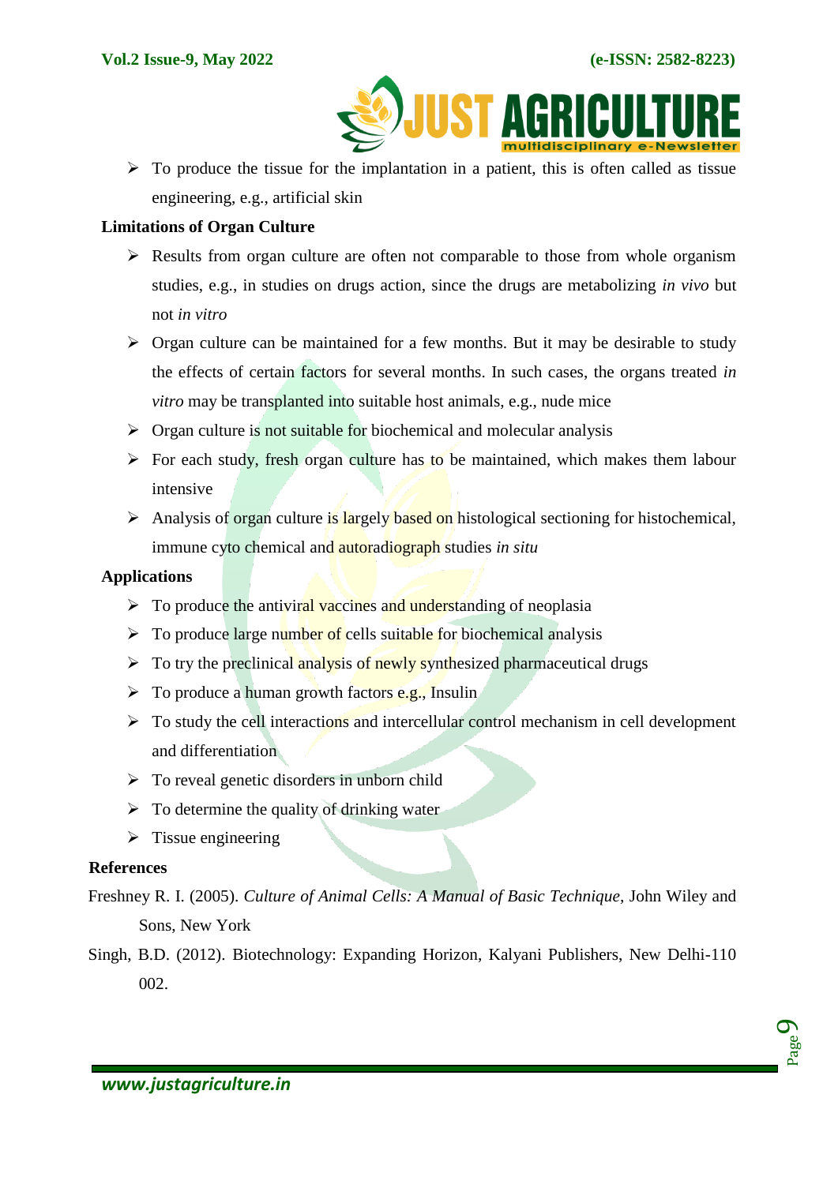- To produce the tissue for the implantation in a patient, this is often called as tissue engineering, e.g., artificial skin

**Limitations of Organ Culture**

- Results from organ culture are often not comparable to those from whole organism studies, e.g., in studies on drugs action, since the drugs are metabolizing *in vivo* but not *in vitro*
- Organ culture can be maintained for a few months. But it may be desirable to study the effects of certain factors for several months. In such cases, the organs treated *in vitro* may be transplanted into suitable host animals, e.g., nude mice
- Organ culture is not suitable for biochemical and molecular analysis
- For each study, fresh organ culture has to be maintained, which makes them labour intensive
- Analysis of organ culture is largely based on histological sectioning for histochemical, immune cyto chemical and autoradiograph studies *in situ*

**Applications**

- To produce the antiviral vaccines and understanding of neoplasia
- To produce large number of cells suitable for biochemical analysis
- To try the preclinical analysis of newly synthesized pharmaceutical drugs
- To produce a human growth factors e.g., Insulin
- To study the cell interactions and intercellular control mechanism in cell development and differentiation
- To reveal genetic disorders in unborn child
- To determine the quality of drinking water
- Tissue engineering

**References**

Freshney R. I. (2005). *Culture of Animal Cells: A Manual of Basic Technique*, John Wiley and Sons, New York

Singh, B.D. (2012). Biotechnology: Expanding Horizon, Kalyani Publishers, New Delhi-110 002.